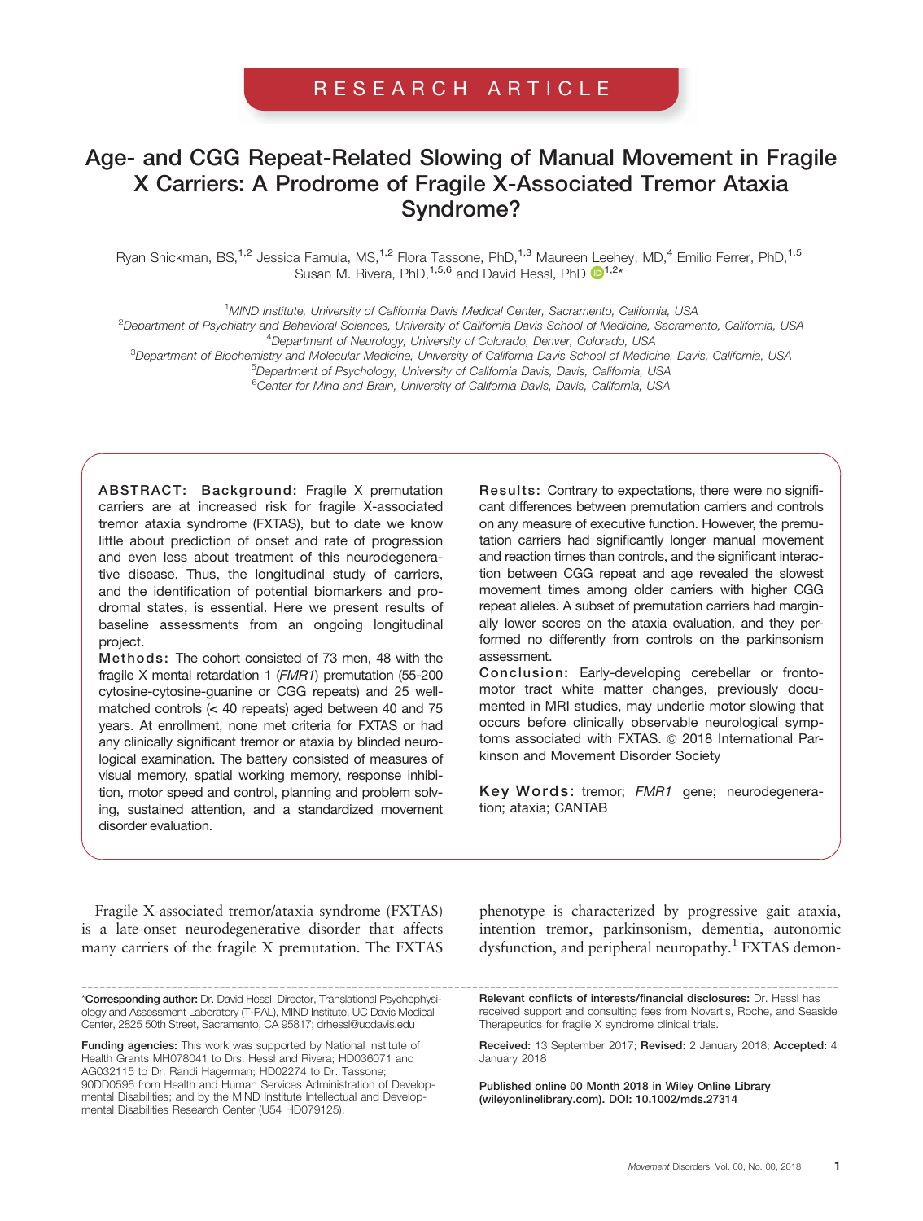RESEARCH ARTICLE

# Age- and CGG Repeat-Related Slowing of Manual Movement in Fragile X Carriers: A Prodrome of Fragile X-Associated Tremor Ataxia Syndrome?

Ryan Shickman, BS,[1,2] Jessica Famula, MS,[1,2] Flora Tassone, PhD,[1,3] Maureen Leehey, MD,[4] Emilio Ferrer, PhD,[1,5] Susan M. Rivera, PhD,[1,5,6] and David Hessl, PhD[1,2*]

[1]*MIND Institute, University of California Davis Medical Center, Sacramento, California, USA*
[2]*Department of Psychiatry and Behavioral Sciences, University of California Davis School of Medicine, Sacramento, California, USA*
[4]*Department of Neurology, University of Colorado, Denver, Colorado, USA*
[3]*Department of Biochemistry and Molecular Medicine, University of California Davis School of Medicine, Davis, California, USA*
[5]*Department of Psychology, University of California Davis, Davis, California, USA*
[6]*Center for Mind and Brain, University of California Davis, Davis, California, USA*

**ABSTRACT: Background:** Fragile X premutation carriers are at increased risk for fragile X-associated tremor ataxia syndrome (FXTAS), but to date we know little about prediction of onset and rate of progression and even less about treatment of this neurodegenerative disease. Thus, the longitudinal study of carriers, and the identification of potential biomarkers and prodromal states, is essential. Here we present results of baseline assessments from an ongoing longitudinal project.
**Methods:** The cohort consisted of 73 men, 48 with the fragile X mental retardation 1 (*FMR1*) premutation (55-200 cytosine-cytosine-guanine or CGG repeats) and 25 well-matched controls (< 40 repeats) aged between 40 and 75 years. At enrollment, none met criteria for FXTAS or had any clinically significant tremor or ataxia by blinded neurological examination. The battery consisted of measures of visual memory, spatial working memory, response inhibition, motor speed and control, planning and problem solving, sustained attention, and a standardized movement disorder evaluation.
**Results:** Contrary to expectations, there were no significant differences between premutation carriers and controls on any measure of executive function. However, the premutation carriers had significantly longer manual movement and reaction times than controls, and the significant interaction between CGG repeat and age revealed the slowest movement times among older carriers with higher CGG repeat alleles. A subset of premutation carriers had marginally lower scores on the ataxia evaluation, and they performed no differently from controls on the parkinsonism assessment.
**Conclusion:** Early-developing cerebellar or frontomotor tract white matter changes, previously documented in MRI studies, may underlie motor slowing that occurs before clinically observable neurological symptoms associated with FXTAS. © 2018 International Parkinson and Movement Disorder Society

**Key Words:** tremor; *FMR1* gene; neurodegeneration; ataxia; CANTAB

Fragile X-associated tremor/ataxia syndrome (FXTAS) is a late-onset neurodegenerative disorder that affects many carriers of the fragile X premutation. The FXTAS phenotype is characterized by progressive gait ataxia, intention tremor, parkinsonism, dementia, autonomic dysfunction, and peripheral neuropathy.[1] FXTAS demon-

---

*Corresponding author: Dr. David Hessl, Director, Translational Psychophysiology and Assessment Laboratory (T-PAL), MIND Institute, UC Davis Medical Center, 2825 50th Street, Sacramento, CA 95817; drhessl@ucdavis.edu

**Funding agencies:** This work was supported by National Institute of Health Grants MH078041 to Drs. Hessl and Rivera; HD036071 and AG032115 to Dr. Randi Hagerman; HD02274 to Dr. Tassone; 90DD0596 from Health and Human Services Administration of Developmental Disabilities; and by the MIND Institute Intellectual and Developmental Disabilities Research Center (U54 HD079125).

**Relevant conflicts of interests/financial disclosures:** Dr. Hessl has received support and consulting fees from Novartis, Roche, and Seaside Therapeutics for fragile X syndrome clinical trials.

**Received:** 13 September 2017; **Revised:** 2 January 2018; **Accepted:** 4 January 2018

**Published online 00 Month 2018 in Wiley Online Library (wileyonlinelibrary.com). DOI: 10.1002/mds.27314**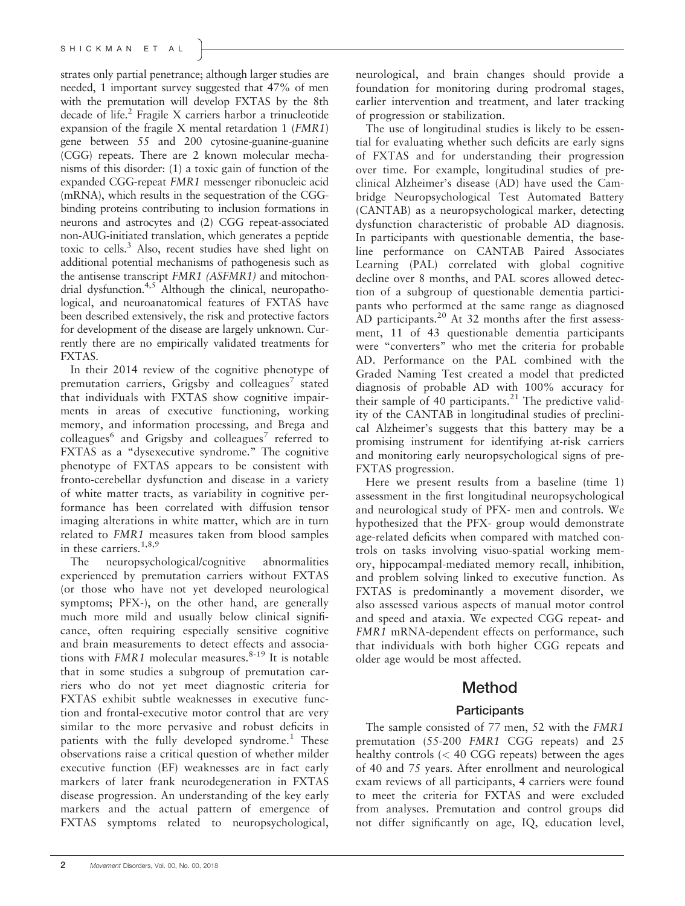strates only partial penetrance; although larger studies are needed, 1 important survey suggested that 47% of men with the premutation will develop FXTAS by the 8th decade of life.[2] Fragile X carriers harbor a trinucleotide expansion of the fragile X mental retardation 1 (*FMR1*) gene between 55 and 200 cytosine-guanine-guanine (CGG) repeats. There are 2 known molecular mechanisms of this disorder: (1) a toxic gain of function of the expanded CGG-repeat *FMR1* messenger ribonucleic acid (mRNA), which results in the sequestration of the CGG-binding proteins contributing to inclusion formations in neurons and astrocytes and (2) CGG repeat-associated non-AUG-initiated translation, which generates a peptide toxic to cells.[3] Also, recent studies have shed light on additional potential mechanisms of pathogenesis such as the antisense transcript *FMR1 (ASFMR1)* and mitochondrial dysfunction.[4,5] Although the clinical, neuropathological, and neuroanatomical features of FXTAS have been described extensively, the risk and protective factors for development of the disease are largely unknown. Currently there are no empirically validated treatments for FXTAS.

In their 2014 review of the cognitive phenotype of premutation carriers, Grigsby and colleagues[7] stated that individuals with FXTAS show cognitive impairments in areas of executive functioning, working memory, and information processing, and Brega and colleagues[6] and Grigsby and colleagues[7] referred to FXTAS as a "dysexecutive syndrome." The cognitive phenotype of FXTAS appears to be consistent with fronto-cerebellar dysfunction and disease in a variety of white matter tracts, as variability in cognitive performance has been correlated with diffusion tensor imaging alterations in white matter, which are in turn related to *FMR1* measures taken from blood samples in these carriers.[1,8,9]

The neuropsychological/cognitive abnormalities experienced by premutation carriers without FXTAS (or those who have not yet developed neurological symptoms; PFX-), on the other hand, are generally much more mild and usually below clinical significance, often requiring especially sensitive cognitive and brain measurements to detect effects and associations with *FMR1* molecular measures.[8-19] It is notable that in some studies a subgroup of premutation carriers who do not yet meet diagnostic criteria for FXTAS exhibit subtle weaknesses in executive function and frontal-executive motor control that are very similar to the more pervasive and robust deficits in patients with the fully developed syndrome.[1] These observations raise a critical question of whether milder executive function (EF) weaknesses are in fact early markers of later frank neurodegeneration in FXTAS disease progression. An understanding of the key early markers and the actual pattern of emergence of FXTAS symptoms related to neuropsychological, neurological, and brain changes should provide a foundation for monitoring during prodromal stages, earlier intervention and treatment, and later tracking of progression or stabilization.

The use of longitudinal studies is likely to be essential for evaluating whether such deficits are early signs of FXTAS and for understanding their progression over time. For example, longitudinal studies of preclinical Alzheimer's disease (AD) have used the Cambridge Neuropsychological Test Automated Battery (CANTAB) as a neuropsychological marker, detecting dysfunction characteristic of probable AD diagnosis. In participants with questionable dementia, the baseline performance on CANTAB Paired Associates Learning (PAL) correlated with global cognitive decline over 8 months, and PAL scores allowed detection of a subgroup of questionable dementia participants who performed at the same range as diagnosed AD participants.[20] At 32 months after the first assessment, 11 of 43 questionable dementia participants were "converters" who met the criteria for probable AD. Performance on the PAL combined with the Graded Naming Test created a model that predicted diagnosis of probable AD with 100% accuracy for their sample of 40 participants.[21] The predictive validity of the CANTAB in longitudinal studies of preclinical Alzheimer's suggests that this battery may be a promising instrument for identifying at-risk carriers and monitoring early neuropsychological signs of pre-FXTAS progression.

Here we present results from a baseline (time 1) assessment in the first longitudinal neuropsychological and neurological study of PFX- men and controls. We hypothesized that the PFX- group would demonstrate age-related deficits when compared with matched controls on tasks involving visuo-spatial working memory, hippocampal-mediated memory recall, inhibition, and problem solving linked to executive function. As FXTAS is predominantly a movement disorder, we also assessed various aspects of manual motor control and speed and ataxia. We expected CGG repeat- and *FMR1* mRNA-dependent effects on performance, such that individuals with both higher CGG repeats and older age would be most affected.

# Method

## Participants

The sample consisted of 77 men, 52 with the *FMR1* premutation (55-200 *FMR1* CGG repeats) and 25 healthy controls (< 40 CGG repeats) between the ages of 40 and 75 years. After enrollment and neurological exam reviews of all participants, 4 carriers were found to meet the criteria for FXTAS and were excluded from analyses. Premutation and control groups did not differ significantly on age, IQ, education level,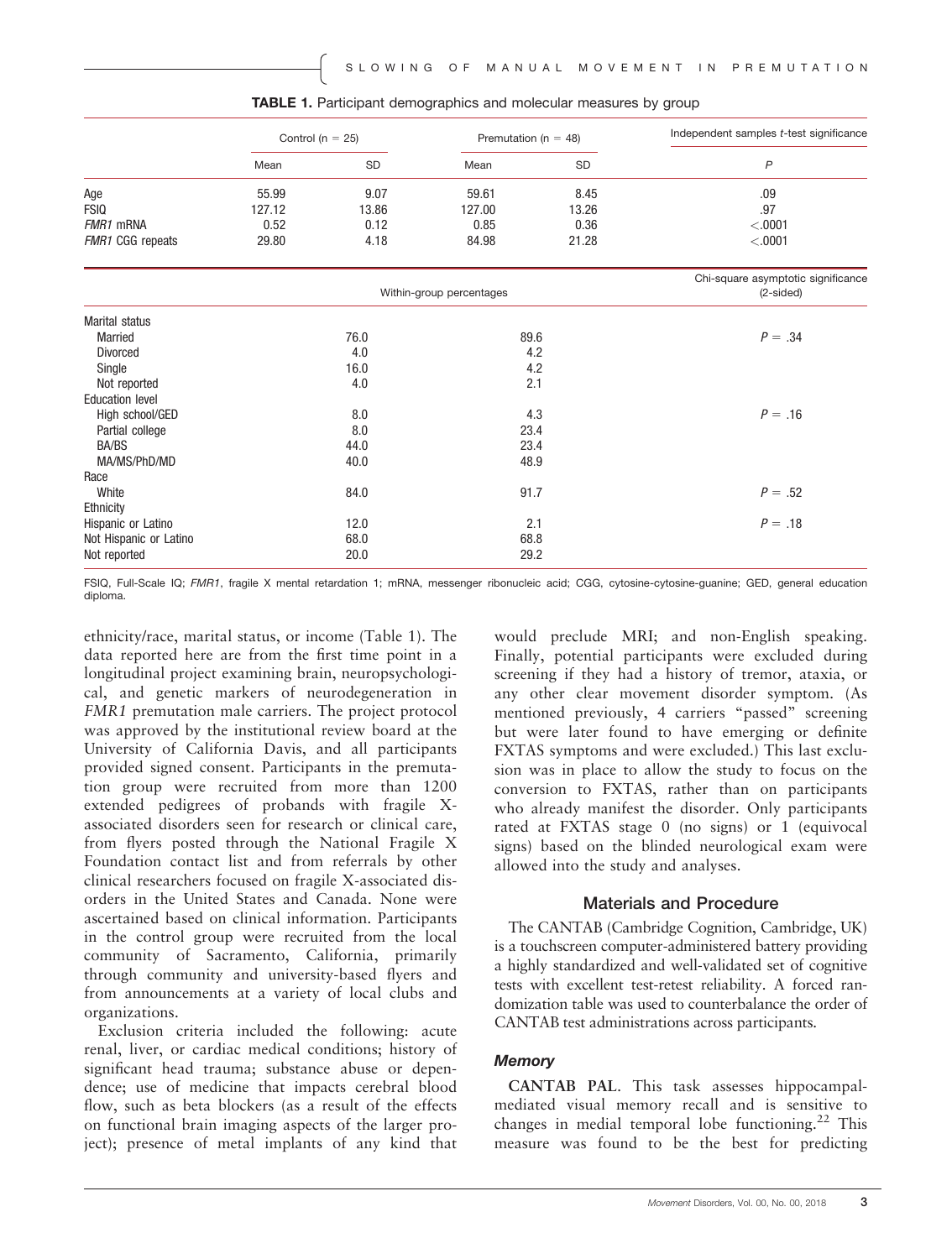**TABLE 1.** Participant demographics and molecular measures by group

| | Control (n = 25) | | Premutation (n = 48) | | Independent samples *t*-test significance |
|---|---|---|---|---|---|
| | Mean | SD | Mean | SD | *P* |
| Age | 55.99 | 9.07 | 59.61 | 8.45 | .09 |
| FSIQ | 127.12 | 13.86 | 127.00 | 13.26 | .97 |
| *FMR1* mRNA | 0.52 | 0.12 | 0.85 | 0.36 | <.0001 |
| *FMR1* CGG repeats | 29.80 | 4.18 | 84.98 | 21.28 | <.0001 |

| | Within-group percentages | | Chi-square asymptotic significance (2-sided) |
|---|---|---|---|
| | Control | Premutation | |
| Marital status | | | |
| Married | 76.0 | 89.6 | *P* = .34 |
| Divorced | 4.0 | 4.2 | |
| Single | 16.0 | 4.2 | |
| Not reported | 4.0 | 2.1 | |
| Education level | | | |
| High school/GED | 8.0 | 4.3 | *P* = .16 |
| Partial college | 8.0 | 23.4 | |
| BA/BS | 44.0 | 23.4 | |
| MA/MS/PhD/MD | 40.0 | 48.9 | |
| Race | | | |
| White | 84.0 | 91.7 | *P* = .52 |
| Ethnicity | | | |
| Hispanic or Latino | 12.0 | 2.1 | *P* = .18 |
| Not Hispanic or Latino | 68.0 | 68.8 | |
| Not reported | 20.0 | 29.2 | |

FSIQ, Full-Scale IQ; *FMR1*, fragile X mental retardation 1; mRNA, messenger ribonucleic acid; CGG, cytosine-cytosine-guanine; GED, general education diploma.

ethnicity/race, marital status, or income (Table 1). The data reported here are from the first time point in a longitudinal project examining brain, neuropsychological, and genetic markers of neurodegeneration in *FMR1* premutation male carriers. The project protocol was approved by the institutional review board at the University of California Davis, and all participants provided signed consent. Participants in the premutation group were recruited from more than 1200 extended pedigrees of probands with fragile X-associated disorders seen for research or clinical care, from flyers posted through the National Fragile X Foundation contact list and from referrals by other clinical researchers focused on fragile X-associated disorders in the United States and Canada. None were ascertained based on clinical information. Participants in the control group were recruited from the local community of Sacramento, California, primarily through community and university-based flyers and from announcements at a variety of local clubs and organizations.

Exclusion criteria included the following: acute renal, liver, or cardiac medical conditions; history of significant head trauma; substance abuse or dependence; use of medicine that impacts cerebral blood flow, such as beta blockers (as a result of the effects on functional brain imaging aspects of the larger project); presence of metal implants of any kind that would preclude MRI; and non-English speaking. Finally, potential participants were excluded during screening if they had a history of tremor, ataxia, or any other clear movement disorder symptom. (As mentioned previously, 4 carriers "passed" screening but were later found to have emerging or definite FXTAS symptoms and were excluded.) This last exclusion was in place to allow the study to focus on the conversion to FXTAS, rather than on participants who already manifest the disorder. Only participants rated at FXTAS stage 0 (no signs) or 1 (equivocal signs) based on the blinded neurological exam were allowed into the study and analyses.

## Materials and Procedure

The CANTAB (Cambridge Cognition, Cambridge, UK) is a touchscreen computer-administered battery providing a highly standardized and well-validated set of cognitive tests with excellent test-retest reliability. A forced randomization table was used to counterbalance the order of CANTAB test administrations across participants.

### *Memory*

**CANTAB PAL**. This task assesses hippocampal-mediated visual memory recall and is sensitive to changes in medial temporal lobe functioning.[22] This measure was found to be the best for predicting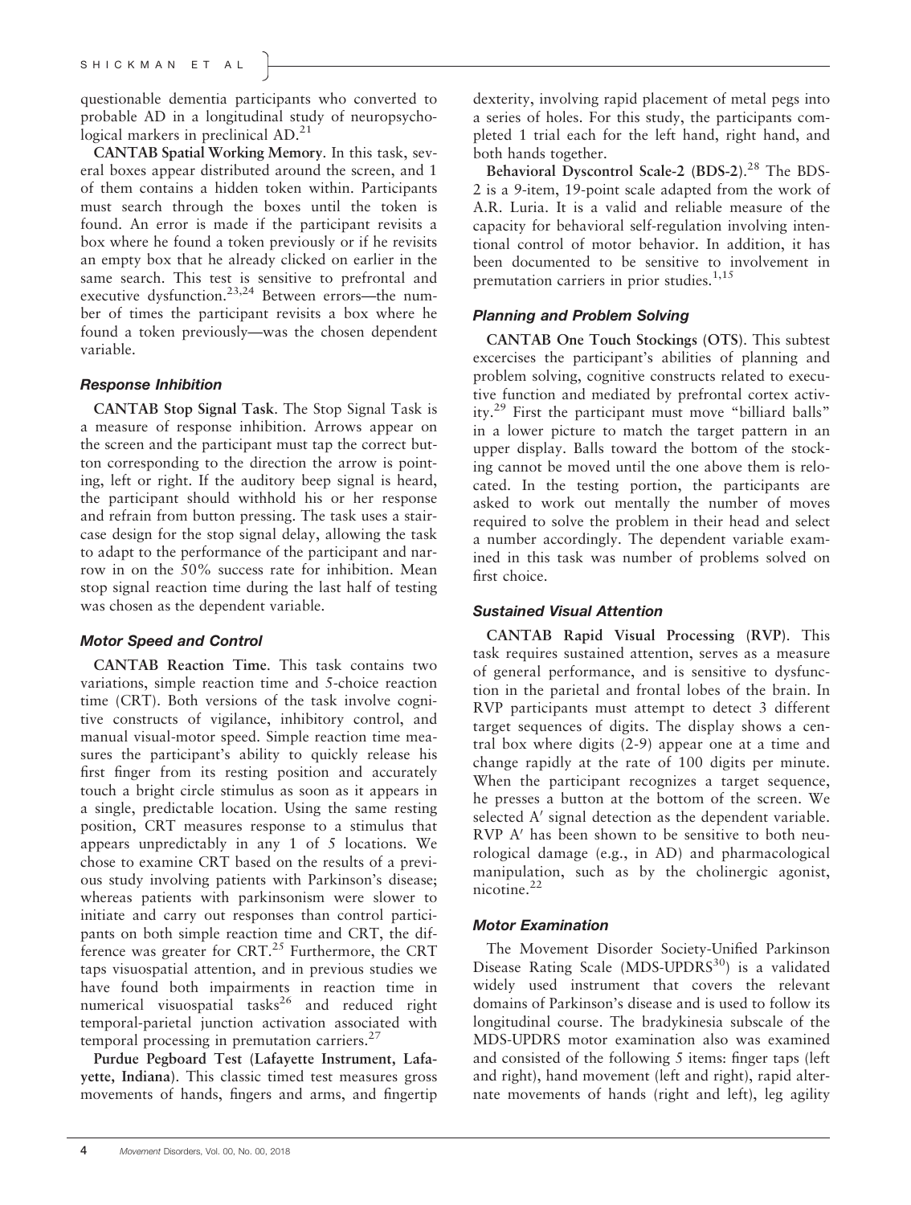questionable dementia participants who converted to probable AD in a longitudinal study of neuropsychological markers in preclinical AD.[21]

**CANTAB Spatial Working Memory**. In this task, several boxes appear distributed around the screen, and 1 of them contains a hidden token within. Participants must search through the boxes until the token is found. An error is made if the participant revisits a box where he found a token previously or if he revisits an empty box that he already clicked on earlier in the same search. This test is sensitive to prefrontal and executive dysfunction.[23,24] Between errors—the number of times the participant revisits a box where he found a token previously—was the chosen dependent variable.

### *Response Inhibition*

**CANTAB Stop Signal Task**. The Stop Signal Task is a measure of response inhibition. Arrows appear on the screen and the participant must tap the correct button corresponding to the direction the arrow is pointing, left or right. If the auditory beep signal is heard, the participant should withhold his or her response and refrain from button pressing. The task uses a staircase design for the stop signal delay, allowing the task to adapt to the performance of the participant and narrow in on the 50% success rate for inhibition. Mean stop signal reaction time during the last half of testing was chosen as the dependent variable.

### *Motor Speed and Control*

**CANTAB Reaction Time**. This task contains two variations, simple reaction time and 5-choice reaction time (CRT). Both versions of the task involve cognitive constructs of vigilance, inhibitory control, and manual visual-motor speed. Simple reaction time measures the participant's ability to quickly release his first finger from its resting position and accurately touch a bright circle stimulus as soon as it appears in a single, predictable location. Using the same resting position, CRT measures response to a stimulus that appears unpredictably in any 1 of 5 locations. We chose to examine CRT based on the results of a previous study involving patients with Parkinson's disease; whereas patients with parkinsonism were slower to initiate and carry out responses than control participants on both simple reaction time and CRT, the difference was greater for CRT.[25] Furthermore, the CRT taps visuospatial attention, and in previous studies we have found both impairments in reaction time in numerical visuospatial tasks[26] and reduced right temporal-parietal junction activation associated with temporal processing in premutation carriers.[27]

**Purdue Pegboard Test (Lafayette Instrument, Lafayette, Indiana)**. This classic timed test measures gross movements of hands, fingers and arms, and fingertip dexterity, involving rapid placement of metal pegs into a series of holes. For this study, the participants completed 1 trial each for the left hand, right hand, and both hands together.

**Behavioral Dyscontrol Scale-2 (BDS-2)**.[28] The BDS-2 is a 9-item, 19-point scale adapted from the work of A.R. Luria. It is a valid and reliable measure of the capacity for behavioral self-regulation involving intentional control of motor behavior. In addition, it has been documented to be sensitive to involvement in premutation carriers in prior studies.[1,15]

### *Planning and Problem Solving*

**CANTAB One Touch Stockings (OTS)**. This subtest excercises the participant's abilities of planning and problem solving, cognitive constructs related to executive function and mediated by prefrontal cortex activity.[29] First the participant must move "billiard balls" in a lower picture to match the target pattern in an upper display. Balls toward the bottom of the stocking cannot be moved until the one above them is relocated. In the testing portion, the participants are asked to work out mentally the number of moves required to solve the problem in their head and select a number accordingly. The dependent variable examined in this task was number of problems solved on first choice.

### *Sustained Visual Attention*

**CANTAB Rapid Visual Processing (RVP)**. This task requires sustained attention, serves as a measure of general performance, and is sensitive to dysfunction in the parietal and frontal lobes of the brain. In RVP participants must attempt to detect 3 different target sequences of digits. The display shows a central box where digits (2-9) appear one at a time and change rapidly at the rate of 100 digits per minute. When the participant recognizes a target sequence, he presses a button at the bottom of the screen. We selected A′ signal detection as the dependent variable. RVP A′ has been shown to be sensitive to both neurological damage (e.g., in AD) and pharmacological manipulation, such as by the cholinergic agonist, nicotine.[22]

### *Motor Examination*

The Movement Disorder Society-Unified Parkinson Disease Rating Scale (MDS-UPDRS[30]) is a validated widely used instrument that covers the relevant domains of Parkinson's disease and is used to follow its longitudinal course. The bradykinesia subscale of the MDS-UPDRS motor examination also was examined and consisted of the following 5 items: finger taps (left and right), hand movement (left and right), rapid alternate movements of hands (right and left), leg agility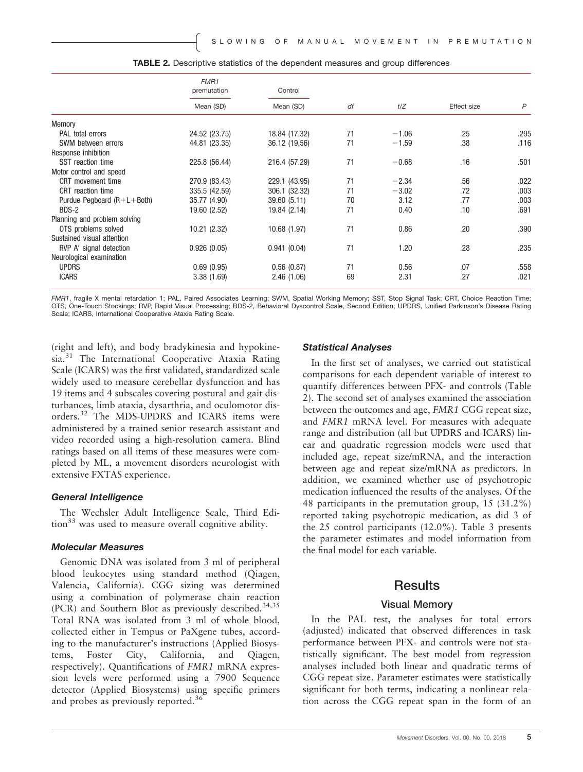**TABLE 2.** Descriptive statistics of the dependent measures and group differences

| | *FMR1* premutation | Control | | | | |
|---|---|---|---|---|---|---|
| | Mean (SD) | Mean (SD) | *df* | *t/Z* | Effect size | *P* |
| Memory | | | | | | |
| PAL total errors | 24.52 (23.75) | 18.84 (17.32) | 71 | −1.06 | .25 | .295 |
| SWM between errors | 44.81 (23.35) | 36.12 (19.56) | 71 | −1.59 | .38 | .116 |
| Response inhibition | | | | | | |
| SST reaction time | 225.8 (56.44) | 216.4 (57.29) | 71 | −0.68 | .16 | .501 |
| Motor control and speed | | | | | | |
| CRT movement time | 270.9 (83.43) | 229.1 (43.95) | 71 | −2.34 | .56 | .022 |
| CRT reaction time | 335.5 (42.59) | 306.1 (32.32) | 71 | −3.02 | .72 | .003 |
| Purdue Pegboard (R+L+Both) | 35.77 (4.90) | 39.60 (5.11) | 70 | 3.12 | .77 | .003 |
| BDS-2 | 19.60 (2.52) | 19.84 (2.14) | 71 | 0.40 | .10 | .691 |
| Planning and problem solving | | | | | | |
| OTS problems solved | 10.21 (2.32) | 10.68 (1.97) | 71 | 0.86 | .20 | .390 |
| Sustained visual attention | | | | | | |
| RVP A′ signal detection | 0.926 (0.05) | 0.941 (0.04) | 71 | 1.20 | .28 | .235 |
| Neurological examination | | | | | | |
| UPDRS | 0.69 (0.95) | 0.56 (0.87) | 71 | 0.56 | .07 | .558 |
| ICARS | 3.38 (1.69) | 2.46 (1.06) | 69 | 2.31 | .27 | .021 |

*FMR1*, fragile X mental retardation 1; PAL, Paired Associates Learning; SWM, Spatial Working Memory; SST, Stop Signal Task; CRT, Choice Reaction Time; OTS, One-Touch Stockings; RVP, Rapid Visual Processing; BDS-2, Behavioral Dyscontrol Scale, Second Edition; UPDRS, Unified Parkinson's Disease Rating Scale; ICARS, International Cooperative Ataxia Rating Scale.

(right and left), and body bradykinesia and hypokinesia.[31] The International Cooperative Ataxia Rating Scale (ICARS) was the first validated, standardized scale widely used to measure cerebellar dysfunction and has 19 items and 4 subscales covering postural and gait disturbances, limb ataxia, dysarthria, and oculomotor disorders.[32] The MDS-UPDRS and ICARS items were administered by a trained senior research assistant and video recorded using a high-resolution camera. Blind ratings based on all items of these measures were completed by ML, a movement disorders neurologist with extensive FXTAS experience.

### General Intelligence

The Wechsler Adult Intelligence Scale, Third Edition[33] was used to measure overall cognitive ability.

### Molecular Measures

Genomic DNA was isolated from 3 ml of peripheral blood leukocytes using standard method (Qiagen, Valencia, California). CGG sizing was determined using a combination of polymerase chain reaction (PCR) and Southern Blot as previously described.[34,35] Total RNA was isolated from 3 ml of whole blood, collected either in Tempus or PaXgene tubes, according to the manufacturer's instructions (Applied Biosystems, Foster City, California, and Qiagen, respectively). Quantifications of *FMR1* mRNA expression levels were performed using a 7900 Sequence detector (Applied Biosystems) using specific primers and probes as previously reported.[36]

### Statistical Analyses

In the first set of analyses, we carried out statistical comparisons for each dependent variable of interest to quantify differences between PFX- and controls (Table 2). The second set of analyses examined the association between the outcomes and age, *FMR1* CGG repeat size, and *FMR1* mRNA level. For measures with adequate range and distribution (all but UPDRS and ICARS) linear and quadratic regression models were used that included age, repeat size/mRNA, and the interaction between age and repeat size/mRNA as predictors. In addition, we examined whether use of psychotropic medication influenced the results of the analyses. Of the 48 participants in the premutation group, 15 (31.2%) reported taking psychotropic medication, as did 3 of the 25 control participants (12.0%). Table 3 presents the parameter estimates and model information from the final model for each variable.

## Results

### Visual Memory

In the PAL test, the analyses for total errors (adjusted) indicated that observed differences in task performance between PFX- and controls were not statistically significant. The best model from regression analyses included both linear and quadratic terms of CGG repeat size. Parameter estimates were statistically significant for both terms, indicating a nonlinear relation across the CGG repeat span in the form of an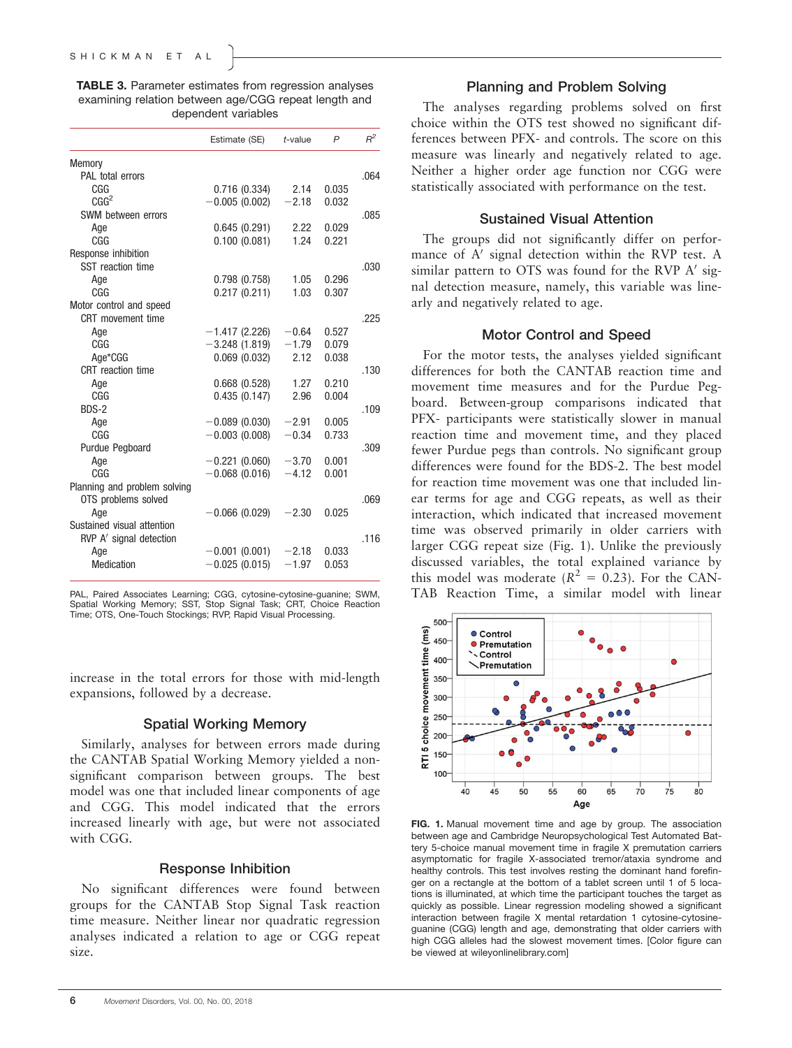**TABLE 3.** Parameter estimates from regression analyses examining relation between age/CGG repeat length and dependent variables

| | Estimate (SE) | *t*-value | *P* | $R^2$ |
|---|---|---|---|---|
| Memory | | | | |
| PAL total errors | | | | .064 |
| CGG | 0.716 (0.334) | 2.14 | 0.035 | |
| $CGG^2$ | −0.005 (0.002) | −2.18 | 0.032 | |
| SWM between errors | | | | .085 |
| Age | 0.645 (0.291) | 2.22 | 0.029 | |
| CGG | 0.100 (0.081) | 1.24 | 0.221 | |
| Response inhibition | | | | |
| SST reaction time | | | | .030 |
| Age | 0.798 (0.758) | 1.05 | 0.296 | |
| CGG | 0.217 (0.211) | 1.03 | 0.307 | |
| Motor control and speed | | | | |
| CRT movement time | | | | .225 |
| Age | −1.417 (2.226) | −0.64 | 0.527 | |
| CGG | −3.248 (1.819) | −1.79 | 0.079 | |
| Age*CGG | 0.069 (0.032) | 2.12 | 0.038 | |
| CRT reaction time | | | | .130 |
| Age | 0.668 (0.528) | 1.27 | 0.210 | |
| CGG | 0.435 (0.147) | 2.96 | 0.004 | |
| BDS-2 | | | | .109 |
| Age | −0.089 (0.030) | −2.91 | 0.005 | |
| CGG | −0.003 (0.008) | −0.34 | 0.733 | |
| Purdue Pegboard | | | | .309 |
| Age | −0.221 (0.060) | −3.70 | 0.001 | |
| CGG | −0.068 (0.016) | −4.12 | 0.001 | |
| Planning and problem solving | | | | |
| OTS problems solved | | | | .069 |
| Age | −0.066 (0.029) | −2.30 | 0.025 | |
| Sustained visual attention | | | | |
| RVP A′ signal detection | | | | .116 |
| Age | −0.001 (0.001) | −2.18 | 0.033 | |
| Medication | −0.025 (0.015) | −1.97 | 0.053 | |

PAL, Paired Associates Learning; CGG, cytosine-cytosine-guanine; SWM, Spatial Working Memory; SST, Stop Signal Task; CRT, Choice Reaction Time; OTS, One-Touch Stockings; RVP, Rapid Visual Processing.

increase in the total errors for those with mid-length expansions, followed by a decrease.

## Spatial Working Memory

Similarly, analyses for between errors made during the CANTAB Spatial Working Memory yielded a nonsignificant comparison between groups. The best model was one that included linear components of age and CGG. This model indicated that the errors increased linearly with age, but were not associated with CGG.

## Response Inhibition

No significant differences were found between groups for the CANTAB Stop Signal Task reaction time measure. Neither linear nor quadratic regression analyses indicated a relation to age or CGG repeat size.

## Planning and Problem Solving

The analyses regarding problems solved on first choice within the OTS test showed no significant differences between PFX- and controls. The score on this measure was linearly and negatively related to age. Neither a higher order age function nor CGG were statistically associated with performance on the test.

## Sustained Visual Attention

The groups did not significantly differ on performance of A′ signal detection within the RVP test. A similar pattern to OTS was found for the RVP A′ signal detection measure, namely, this variable was linearly and negatively related to age.

## Motor Control and Speed

For the motor tests, the analyses yielded significant differences for both the CANTAB reaction time and movement time measures and for the Purdue Pegboard. Between-group comparisons indicated that PFX- participants were statistically slower in manual reaction time and movement time, and they placed fewer Purdue pegs than controls. No significant group differences were found for the BDS-2. The best model for reaction time movement was one that included linear terms for age and CGG repeats, as well as their interaction, which indicated that increased movement time was observed primarily in older carriers with larger CGG repeat size (Fig. 1). Unlike the previously discussed variables, the total explained variance by this model was moderate ($R^2$ = 0.23). For the CANTAB Reaction Time, a similar model with linear

**FIG. 1.** Manual movement time and age by group. The association between age and Cambridge Neuropsychological Test Automated Battery 5-choice manual movement time in fragile X premutation carriers asymptomatic for fragile X-associated tremor/ataxia syndrome and healthy controls. This test involves resting the dominant hand forefinger on a rectangle at the bottom of a tablet screen until 1 of 5 locations is illuminated, at which time the participant touches the target as quickly as possible. Linear regression modeling showed a significant interaction between fragile X mental retardation 1 cytosine-cytosine-guanine (CGG) length and age, demonstrating that older carriers with high CGG alleles had the slowest movement times. [Color figure can be viewed at wileyonlinelibrary.com]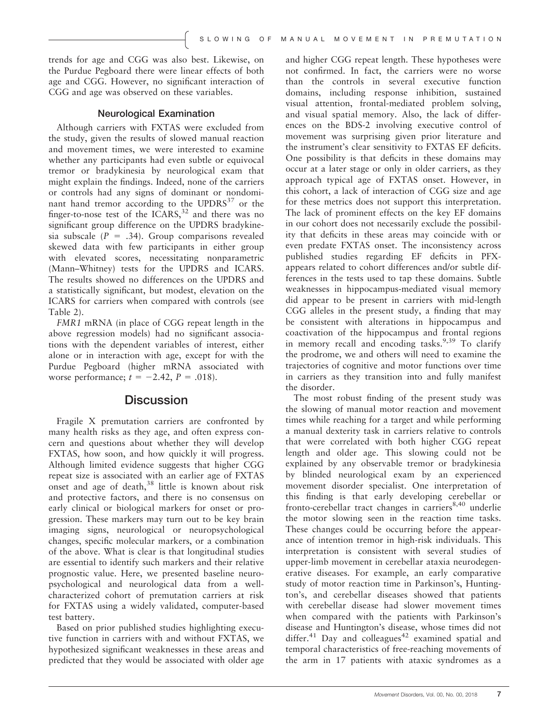trends for age and CGG was also best. Likewise, on the Purdue Pegboard there were linear effects of both age and CGG. However, no significant interaction of CGG and age was observed on these variables.

### Neurological Examination

Although carriers with FXTAS were excluded from the study, given the results of slowed manual reaction and movement times, we were interested to examine whether any participants had even subtle or equivocal tremor or bradykinesia by neurological exam that might explain the findings. Indeed, none of the carriers or controls had any signs of dominant or nondominant hand tremor according to the UPDRS[37] or the finger-to-nose test of the ICARS,[32] and there was no significant group difference on the UPDRS bradykinesia subscale ($P = .34$). Group comparisons revealed skewed data with few participants in either group with elevated scores, necessitating nonparametric (Mann–Whitney) tests for the UPDRS and ICARS. The results showed no differences on the UPDRS and a statistically significant, but modest, elevation on the ICARS for carriers when compared with controls (see Table 2).

*FMR1* mRNA (in place of CGG repeat length in the above regression models) had no significant associations with the dependent variables of interest, either alone or in interaction with age, except for with the Purdue Pegboard (higher mRNA associated with worse performance; $t = -2.42$, $P = .018$).

## Discussion

Fragile X premutation carriers are confronted by many health risks as they age, and often express concern and questions about whether they will develop FXTAS, how soon, and how quickly it will progress. Although limited evidence suggests that higher CGG repeat size is associated with an earlier age of FXTAS onset and age of death,[38] little is known about risk and protective factors, and there is no consensus on early clinical or biological markers for onset or progression. These markers may turn out to be key brain imaging signs, neurological or neuropsychological changes, specific molecular markers, or a combination of the above. What is clear is that longitudinal studies are essential to identify such markers and their relative prognostic value. Here, we presented baseline neuropsychological and neurological data from a well-characterized cohort of premutation carriers at risk for FXTAS using a widely validated, computer-based test battery.

Based on prior published studies highlighting executive function in carriers with and without FXTAS, we hypothesized significant weaknesses in these areas and predicted that they would be associated with older age and higher CGG repeat length. These hypotheses were not confirmed. In fact, the carriers were no worse than the controls in several executive function domains, including response inhibition, sustained visual attention, frontal-mediated problem solving, and visual spatial memory. Also, the lack of differences on the BDS-2 involving executive control of movement was surprising given prior literature and the instrument's clear sensitivity to FXTAS EF deficits. One possibility is that deficits in these domains may occur at a later stage or only in older carriers, as they approach typical age of FXTAS onset. However, in this cohort, a lack of interaction of CGG size and age for these metrics does not support this interpretation. The lack of prominent effects on the key EF domains in our cohort does not necessarily exclude the possibility that deficits in these areas may coincide with or even predate FXTAS onset. The inconsistency across published studies regarding EF deficits in PFX- appears related to cohort differences and/or subtle differences in the tests used to tap these domains. Subtle weaknesses in hippocampus-mediated visual memory did appear to be present in carriers with mid-length CGG alleles in the present study, a finding that may be consistent with alterations in hippocampus and coactivation of the hippocampus and frontal regions in memory recall and encoding tasks.[9,39] To clarify the prodrome, we and others will need to examine the trajectories of cognitive and motor functions over time in carriers as they transition into and fully manifest the disorder.

The most robust finding of the present study was the slowing of manual motor reaction and movement times while reaching for a target and while performing a manual dexterity task in carriers relative to controls that were correlated with both higher CGG repeat length and older age. This slowing could not be explained by any observable tremor or bradykinesia by blinded neurological exam by an experienced movement disorder specialist. One interpretation of this finding is that early developing cerebellar or fronto-cerebellar tract changes in carriers[8,40] underlie the motor slowing seen in the reaction time tasks. These changes could be occurring before the appearance of intention tremor in high-risk individuals. This interpretation is consistent with several studies of upper-limb movement in cerebellar ataxia neurodegenerative diseases. For example, an early comparative study of motor reaction time in Parkinson's, Huntington's, and cerebellar diseases showed that patients with cerebellar disease had slower movement times when compared with the patients with Parkinson's disease and Huntington's disease, whose times did not differ.[41] Day and colleagues[42] examined spatial and temporal characteristics of free-reaching movements of the arm in 17 patients with ataxic syndromes as a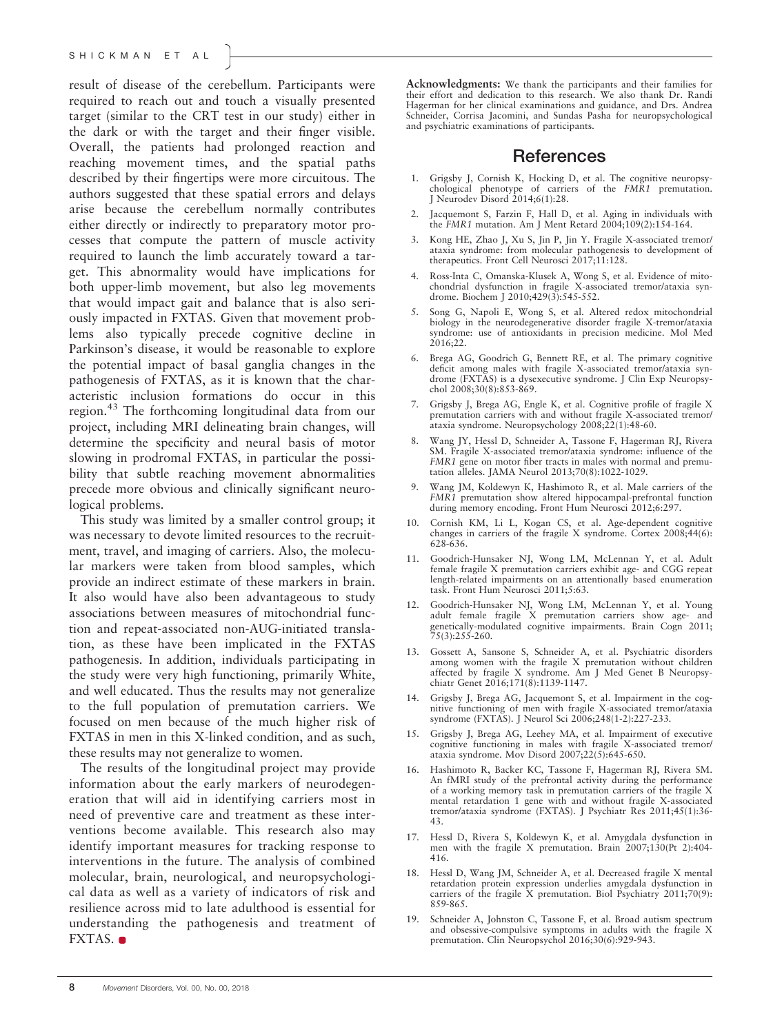result of disease of the cerebellum. Participants were required to reach out and touch a visually presented target (similar to the CRT test in our study) either in the dark or with the target and their finger visible. Overall, the patients had prolonged reaction and reaching movement times, and the spatial paths described by their fingertips were more circuitous. The authors suggested that these spatial errors and delays arise because the cerebellum normally contributes either directly or indirectly to preparatory motor processes that compute the pattern of muscle activity required to launch the limb accurately toward a target. This abnormality would have implications for both upper-limb movement, but also leg movements that would impact gait and balance that is also seriously impacted in FXTAS. Given that movement problems also typically precede cognitive decline in Parkinson's disease, it would be reasonable to explore the potential impact of basal ganglia changes in the pathogenesis of FXTAS, as it is known that the characteristic inclusion formations do occur in this region.[43] The forthcoming longitudinal data from our project, including MRI delineating brain changes, will determine the specificity and neural basis of motor slowing in prodromal FXTAS, in particular the possibility that subtle reaching movement abnormalities precede more obvious and clinically significant neurological problems.

This study was limited by a smaller control group; it was necessary to devote limited resources to the recruitment, travel, and imaging of carriers. Also, the molecular markers were taken from blood samples, which provide an indirect estimate of these markers in brain. It also would have also been advantageous to study associations between measures of mitochondrial function and repeat-associated non-AUG-initiated translation, as these have been implicated in the FXTAS pathogenesis. In addition, individuals participating in the study were very high functioning, primarily White, and well educated. Thus the results may not generalize to the full population of premutation carriers. We focused on men because of the much higher risk of FXTAS in men in this X-linked condition, and as such, these results may not generalize to women.

The results of the longitudinal project may provide information about the early markers of neurodegeneration that will aid in identifying carriers most in need of preventive care and treatment as these interventions become available. This research also may identify important measures for tracking response to interventions in the future. The analysis of combined molecular, brain, neurological, and neuropsychological data as well as a variety of indicators of risk and resilience across mid to late adulthood is essential for understanding the pathogenesis and treatment of FXTAS.

**Acknowledgments:** We thank the participants and their families for their effort and dedication to this research. We also thank Dr. Randi Hagerman for her clinical examinations and guidance, and Drs. Andrea Schneider, Corrisa Jacomini, and Sundas Pasha for neuropsychological and psychiatric examinations of participants.

## References

1. Grigsby J, Cornish K, Hocking D, et al. The cognitive neuropsychological phenotype of carriers of the *FMR1* premutation. J Neurodev Disord 2014;6(1):28.
2. Jacquemont S, Farzin F, Hall D, et al. Aging in individuals with the *FMR1* mutation. Am J Ment Retard 2004;109(2):154-164.
3. Kong HE, Zhao J, Xu S, Jin P, Jin Y. Fragile X-associated tremor/ataxia syndrome: from molecular pathogenesis to development of therapeutics. Front Cell Neurosci 2017;11:128.
4. Ross-Inta C, Omanska-Klusek A, Wong S, et al. Evidence of mitochondrial dysfunction in fragile X-associated tremor/ataxia syndrome. Biochem J 2010;429(3):545-552.
5. Song G, Napoli E, Wong S, et al. Altered redox mitochondrial biology in the neurodegenerative disorder fragile X-tremor/ataxia syndrome: use of antioxidants in precision medicine. Mol Med 2016;22.
6. Brega AG, Goodrich G, Bennett RE, et al. The primary cognitive deficit among males with fragile X-associated tremor/ataxia syndrome (FXTAS) is a dysexecutive syndrome. J Clin Exp Neuropsychol 2008;30(8):853-869.
7. Grigsby J, Brega AG, Engle K, et al. Cognitive profile of fragile X premutation carriers with and without fragile X-associated tremor/ataxia syndrome. Neuropsychology 2008;22(1):48-60.
8. Wang JY, Hessl D, Schneider A, Tassone F, Hagerman RJ, Rivera SM. Fragile X-associated tremor/ataxia syndrome: influence of the *FMR1* gene on motor fiber tracts in males with normal and premutation alleles. JAMA Neurol 2013;70(8):1022-1029.
9. Wang JM, Koldewyn K, Hashimoto R, et al. Male carriers of the *FMR1* premutation show altered hippocampal-prefrontal function during memory encoding. Front Hum Neurosci 2012;6:297.
10. Cornish KM, Li L, Kogan CS, et al. Age-dependent cognitive changes in carriers of the fragile X syndrome. Cortex 2008;44(6):628-636.
11. Goodrich-Hunsaker NJ, Wong LM, McLennan Y, et al. Adult female fragile X premutation carriers exhibit age- and CGG repeat length-related impairments on an attentionally based enumeration task. Front Hum Neurosci 2011;5:63.
12. Goodrich-Hunsaker NJ, Wong LM, McLennan Y, et al. Young adult female fragile X premutation carriers show age- and genetically-modulated cognitive impairments. Brain Cogn 2011;75(3):255-260.
13. Gossett A, Sansone S, Schneider A, et al. Psychiatric disorders among women with the fragile X premutation without children affected by fragile X syndrome. Am J Med Genet B Neuropsychiatr Genet 2016;171(8):1139-1147.
14. Grigsby J, Brega AG, Jacquemont S, et al. Impairment in the cognitive functioning of men with fragile X-associated tremor/ataxia syndrome (FXTAS). J Neurol Sci 2006;248(1-2):227-233.
15. Grigsby J, Brega AG, Leehey MA, et al. Impairment of executive cognitive functioning in males with fragile X-associated tremor/ataxia syndrome. Mov Disord 2007;22(5):645-650.
16. Hashimoto R, Backer KC, Tassone F, Hagerman RJ, Rivera SM. An fMRI study of the prefrontal activity during the performance of a working memory task in premutation carriers of the fragile X mental retardation 1 gene with and without fragile X-associated tremor/ataxia syndrome (FXTAS). J Psychiatr Res 2011;45(1):36-43.
17. Hessl D, Rivera S, Koldewyn K, et al. Amygdala dysfunction in men with the fragile X premutation. Brain 2007;130(Pt 2):404-416.
18. Hessl D, Wang JM, Schneider A, et al. Decreased fragile X mental retardation protein expression underlies amygdala dysfunction in carriers of the fragile X premutation. Biol Psychiatry 2011;70(9):859-865.
19. Schneider A, Johnston C, Tassone F, et al. Broad autism spectrum and obsessive-compulsive symptoms in adults with the fragile X premutation. Clin Neuropsychol 2016;30(6):929-943.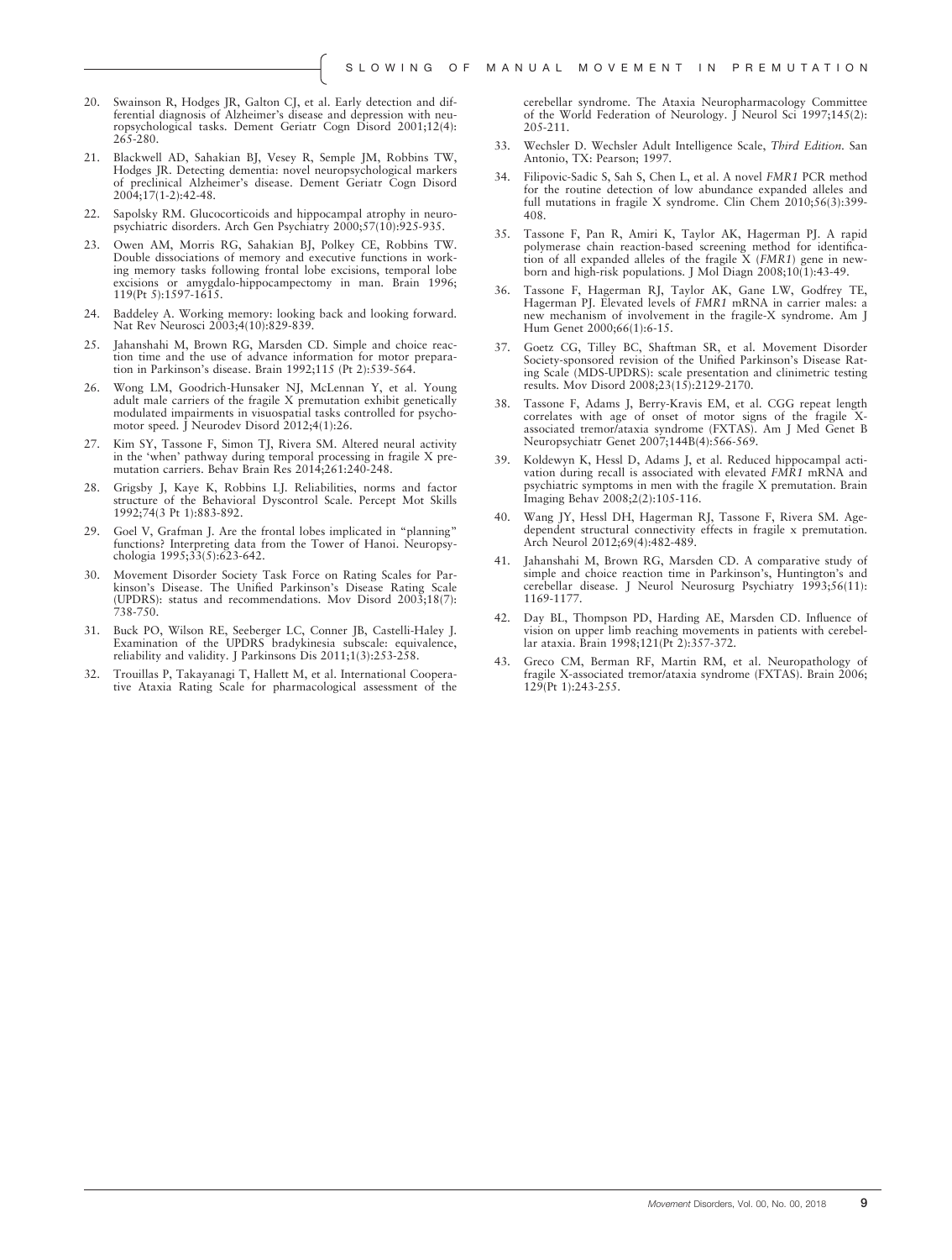20. Swainson R, Hodges JR, Galton CJ, et al. Early detection and differential diagnosis of Alzheimer's disease and depression with neuropsychological tasks. Dement Geriatr Cogn Disord 2001;12(4): 265-280.
21. Blackwell AD, Sahakian BJ, Vesey R, Semple JM, Robbins TW, Hodges JR. Detecting dementia: novel neuropsychological markers of preclinical Alzheimer's disease. Dement Geriatr Cogn Disord 2004;17(1-2):42-48.
22. Sapolsky RM. Glucocorticoids and hippocampal atrophy in neuropsychiatric disorders. Arch Gen Psychiatry 2000;57(10):925-935.
23. Owen AM, Morris RG, Sahakian BJ, Polkey CE, Robbins TW. Double dissociations of memory and executive functions in working memory tasks following frontal lobe excisions, temporal lobe excisions or amygdalo-hippocampectomy in man. Brain 1996; 119(Pt 5):1597-1615.
24. Baddeley A. Working memory: looking back and looking forward. Nat Rev Neurosci 2003;4(10):829-839.
25. Jahanshahi M, Brown RG, Marsden CD. Simple and choice reaction time and the use of advance information for motor preparation in Parkinson's disease. Brain 1992;115 (Pt 2):539-564.
26. Wong LM, Goodrich-Hunsaker NJ, McLennan Y, et al. Young adult male carriers of the fragile X premutation exhibit genetically modulated impairments in visuospatial tasks controlled for psychomotor speed. J Neurodev Disord 2012;4(1):26.
27. Kim SY, Tassone F, Simon TJ, Rivera SM. Altered neural activity in the 'when' pathway during temporal processing in fragile X premutation carriers. Behav Brain Res 2014;261:240-248.
28. Grigsby J, Kaye K, Robbins LJ. Reliabilities, norms and factor structure of the Behavioral Dyscontrol Scale. Percept Mot Skills 1992;74(3 Pt 1):883-892.
29. Goel V, Grafman J. Are the frontal lobes implicated in "planning" functions? Interpreting data from the Tower of Hanoi. Neuropsychologia 1995;33(5):623-642.
30. Movement Disorder Society Task Force on Rating Scales for Parkinson's Disease. The Unified Parkinson's Disease Rating Scale (UPDRS): status and recommendations. Mov Disord 2003;18(7): 738-750.
31. Buck PO, Wilson RE, Seeberger LC, Conner JB, Castelli-Haley J. Examination of the UPDRS bradykinesia subscale: equivalence, reliability and validity. J Parkinsons Dis 2011;1(3):253-258.
32. Trouillas P, Takayanagi T, Hallett M, et al. International Cooperative Ataxia Rating Scale for pharmacological assessment of the cerebellar syndrome. The Ataxia Neuropharmacology Committee of the World Federation of Neurology. J Neurol Sci 1997;145(2): 205-211.
33. Wechsler D. Wechsler Adult Intelligence Scale, *Third Edition*. San Antonio, TX: Pearson; 1997.
34. Filipovic-Sadic S, Sah S, Chen L, et al. A novel *FMR1* PCR method for the routine detection of low abundance expanded alleles and full mutations in fragile X syndrome. Clin Chem 2010;56(3):399-408.
35. Tassone F, Pan R, Amiri K, Taylor AK, Hagerman PJ. A rapid polymerase chain reaction-based screening method for identification of all expanded alleles of the fragile X (*FMR1*) gene in newborn and high-risk populations. J Mol Diagn 2008;10(1):43-49.
36. Tassone F, Hagerman RJ, Taylor AK, Gane LW, Godfrey TE, Hagerman PJ. Elevated levels of *FMR1* mRNA in carrier males: a new mechanism of involvement in the fragile-X syndrome. Am J Hum Genet 2000;66(1):6-15.
37. Goetz CG, Tilley BC, Shaftman SR, et al. Movement Disorder Society-sponsored revision of the Unified Parkinson's Disease Rating Scale (MDS-UPDRS): scale presentation and clinimetric testing results. Mov Disord 2008;23(15):2129-2170.
38. Tassone F, Adams J, Berry-Kravis EM, et al. CGG repeat length correlates with age of onset of motor signs of the fragile X-associated tremor/ataxia syndrome (FXTAS). Am J Med Genet B Neuropsychiatr Genet 2007;144B(4):566-569.
39. Koldewyn K, Hessl D, Adams J, et al. Reduced hippocampal activation during recall is associated with elevated *FMR1* mRNA and psychiatric symptoms in men with the fragile X premutation. Brain Imaging Behav 2008;2(2):105-116.
40. Wang JY, Hessl DH, Hagerman RJ, Tassone F, Rivera SM. Age-dependent structural connectivity effects in fragile x premutation. Arch Neurol 2012;69(4):482-489.
41. Jahanshahi M, Brown RG, Marsden CD. A comparative study of simple and choice reaction time in Parkinson's, Huntington's and cerebellar disease. J Neurol Neurosurg Psychiatry 1993;56(11): 1169-1177.
42. Day BL, Thompson PD, Harding AE, Marsden CD. Influence of vision on upper limb reaching movements in patients with cerebellar ataxia. Brain 1998;121(Pt 2):357-372.
43. Greco CM, Berman RF, Martin RM, et al. Neuropathology of fragile X-associated tremor/ataxia syndrome (FXTAS). Brain 2006; 129(Pt 1):243-255.